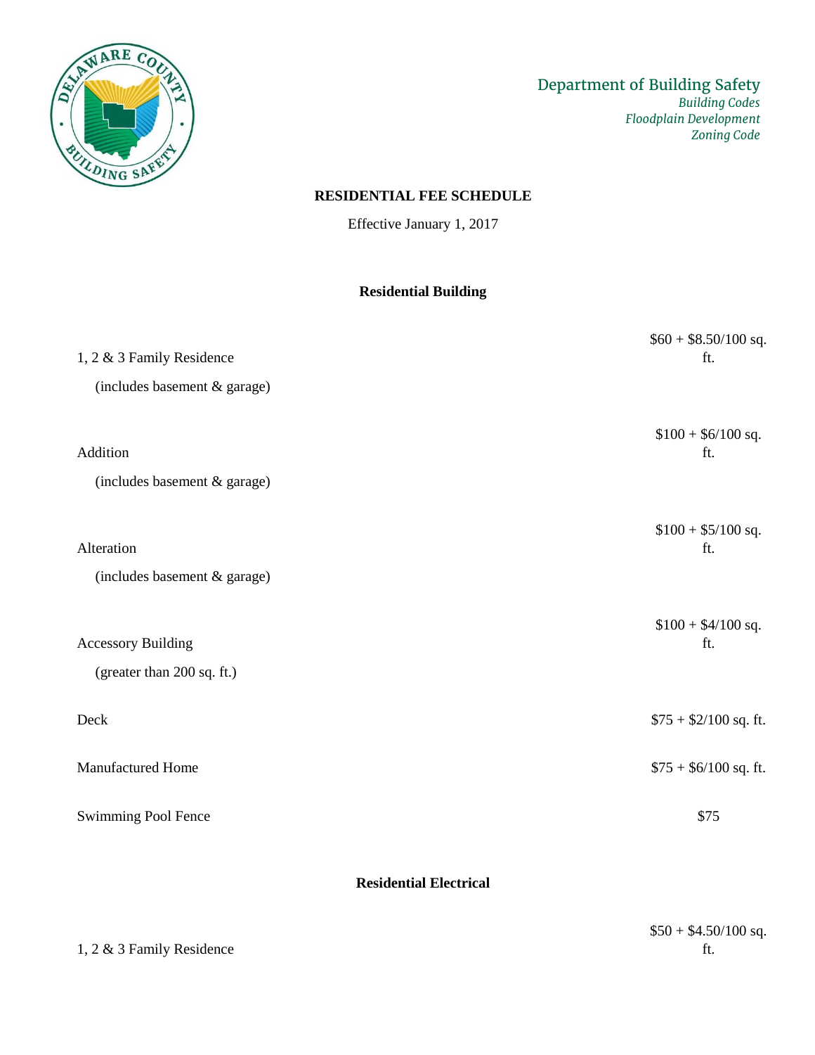Department of Building Safety
*Building Codes*
*Floodplain Development*
*Zoning Code*

# RESIDENTIAL FEE SCHEDULE

Effective January 1, 2017

## Residential Building

| Item | Fee |
|---|---|
| 1, 2 & 3 Family Residence (includes basement & garage) | $60 + $8.50/100 sq. ft. |
| Addition (includes basement & garage) | $100 + $6/100 sq. ft. |
| Alteration (includes basement & garage) | $100 + $5/100 sq. ft. |
| Accessory Building (greater than 200 sq. ft.) | $100 + $4/100 sq. ft. |
| Deck | $75 + $2/100 sq. ft. |
| Manufactured Home | $75 + $6/100 sq. ft. |
| Swimming Pool Fence | $75 |

## Residential Electrical

| Item | Fee |
|---|---|
| 1, 2 & 3 Family Residence | $50 + $4.50/100 sq. ft. |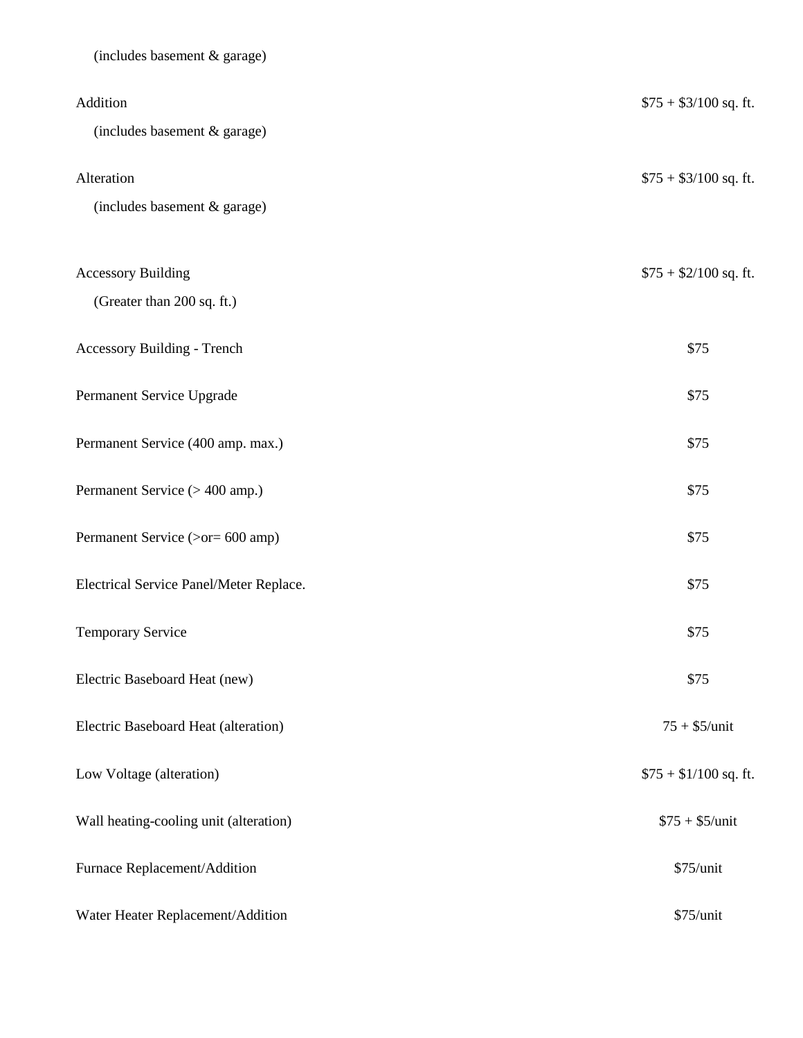| | |
|---|---|
| (includes basement & garage) | |
| Addition | $75 + $3/100 sq. ft. |
| (includes basement & garage) | |
| Alteration | $75 + $3/100 sq. ft. |
| (includes basement & garage) | |
| Accessory Building | $75 + $2/100 sq. ft. |
| (Greater than 200 sq. ft.) | |
| Accessory Building - Trench | $75 |
| Permanent Service Upgrade | $75 |
| Permanent Service (400 amp. max.) | $75 |
| Permanent Service (> 400 amp.) | $75 |
| Permanent Service (>or= 600 amp) | $75 |
| Electrical Service Panel/Meter Replace. | $75 |
| Temporary Service | $75 |
| Electric Baseboard Heat (new) | $75 |
| Electric Baseboard Heat (alteration) | 75 + $5/unit |
| Low Voltage (alteration) | $75 + $1/100 sq. ft. |
| Wall heating-cooling unit (alteration) | $75 + $5/unit |
| Furnace Replacement/Addition | $75/unit |
| Water Heater Replacement/Addition | $75/unit |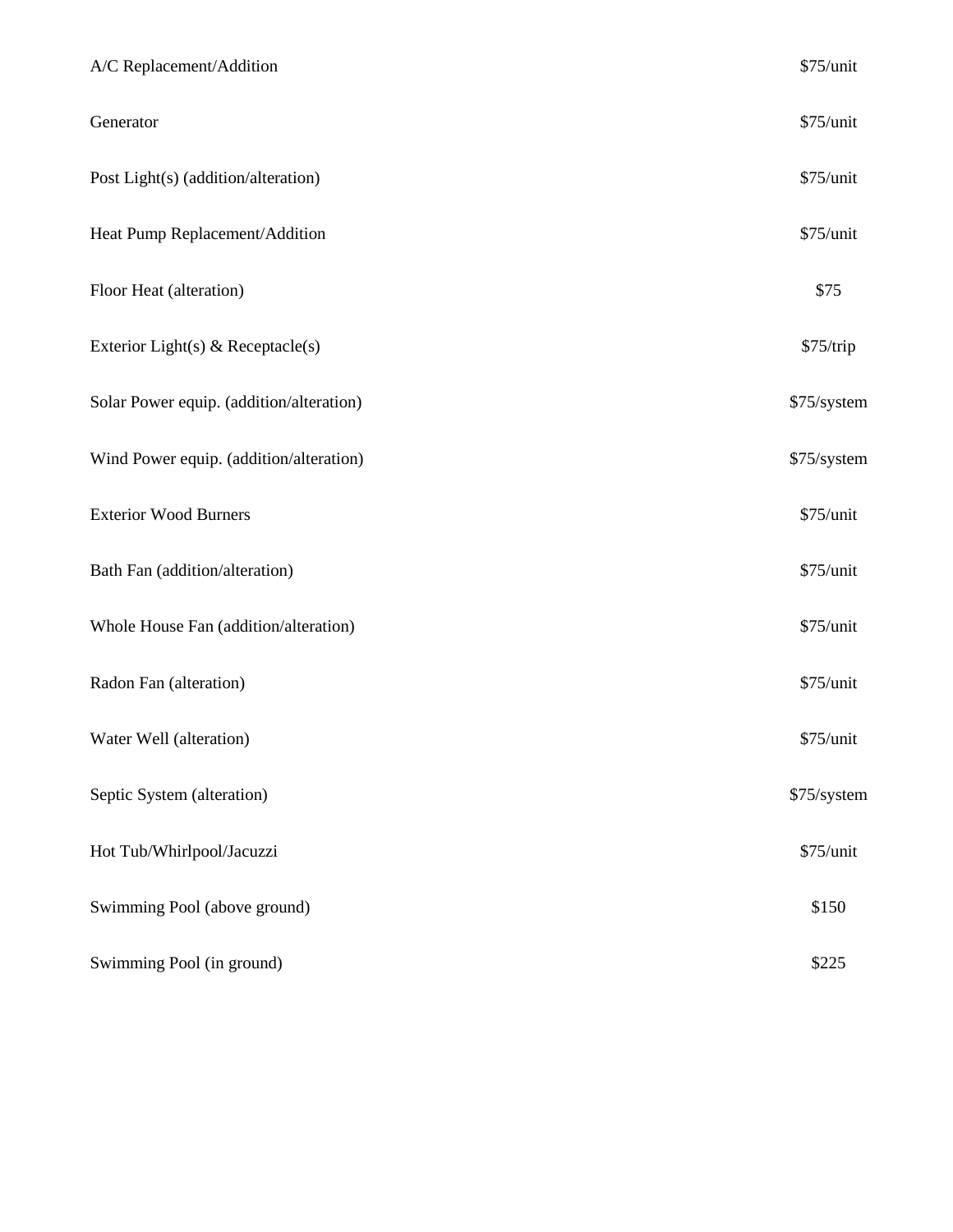| | |
|---|---|
| A/C Replacement/Addition | $75/unit |
| Generator | $75/unit |
| Post Light(s) (addition/alteration) | $75/unit |
| Heat Pump Replacement/Addition | $75/unit |
| Floor Heat (alteration) | $75 |
| Exterior Light(s) & Receptacle(s) | $75/trip |
| Solar Power equip. (addition/alteration) | $75/system |
| Wind Power equip. (addition/alteration) | $75/system |
| Exterior Wood Burners | $75/unit |
| Bath Fan (addition/alteration) | $75/unit |
| Whole House Fan (addition/alteration) | $75/unit |
| Radon Fan (alteration) | $75/unit |
| Water Well (alteration) | $75/unit |
| Septic System (alteration) | $75/system |
| Hot Tub/Whirlpool/Jacuzzi | $75/unit |
| Swimming Pool (above ground) | $150 |
| Swimming Pool (in ground) | $225 |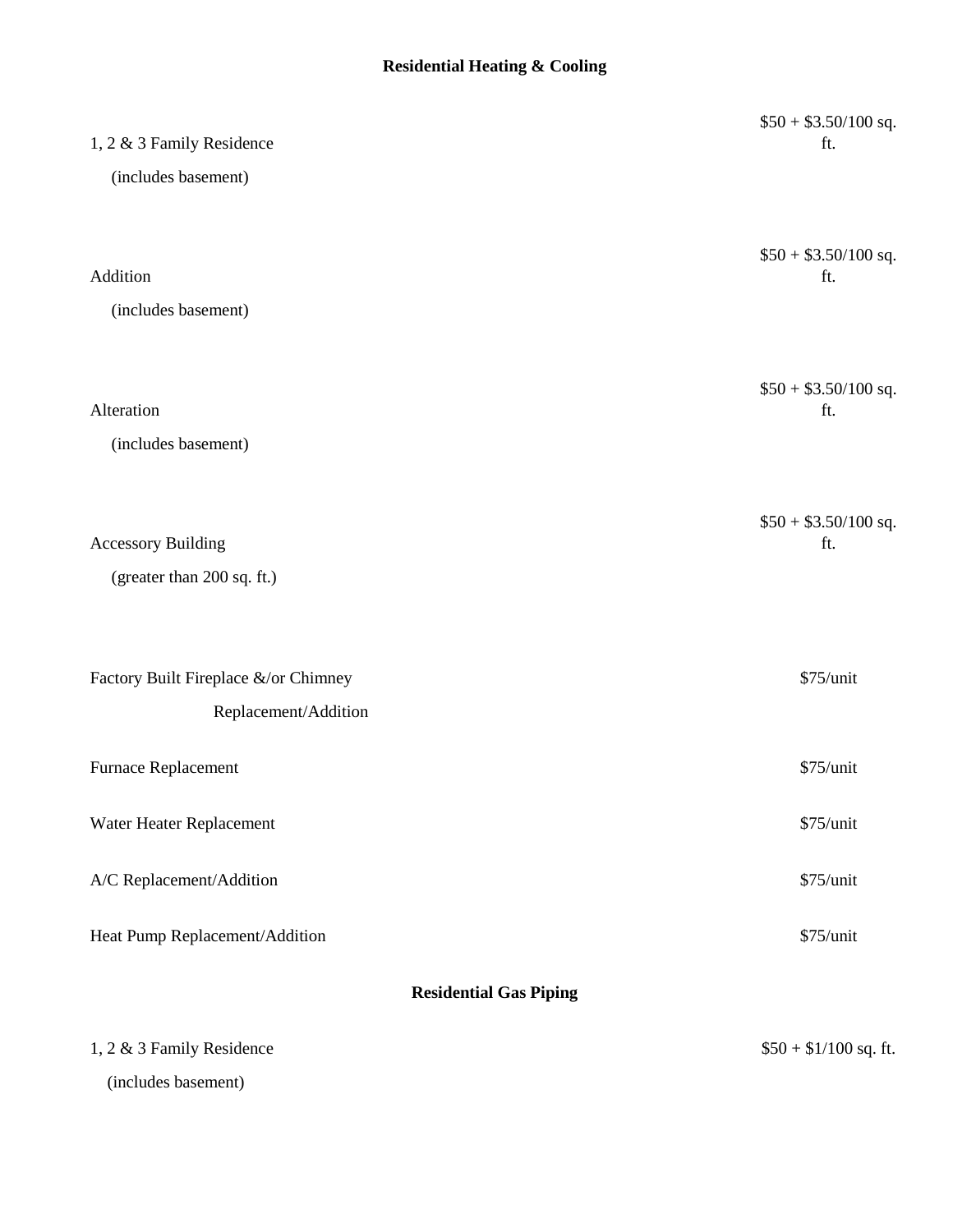## Residential Heating & Cooling

| Item | Fee |
| --- | --- |
| 1, 2 & 3 Family Residence (includes basement) | $50 + $3.50/100 sq. ft. |
| Addition (includes basement) | $50 + $3.50/100 sq. ft. |
| Alteration (includes basement) | $50 + $3.50/100 sq. ft. |
| Accessory Building (greater than 200 sq. ft.) | $50 + $3.50/100 sq. ft. |
| Factory Built Fireplace &/or Chimney Replacement/Addition | $75/unit |
| Furnace Replacement | $75/unit |
| Water Heater Replacement | $75/unit |
| A/C Replacement/Addition | $75/unit |
| Heat Pump Replacement/Addition | $75/unit |

## Residential Gas Piping

| Item | Fee |
| --- | --- |
| 1, 2 & 3 Family Residence (includes basement) | $50 + $1/100 sq. ft. |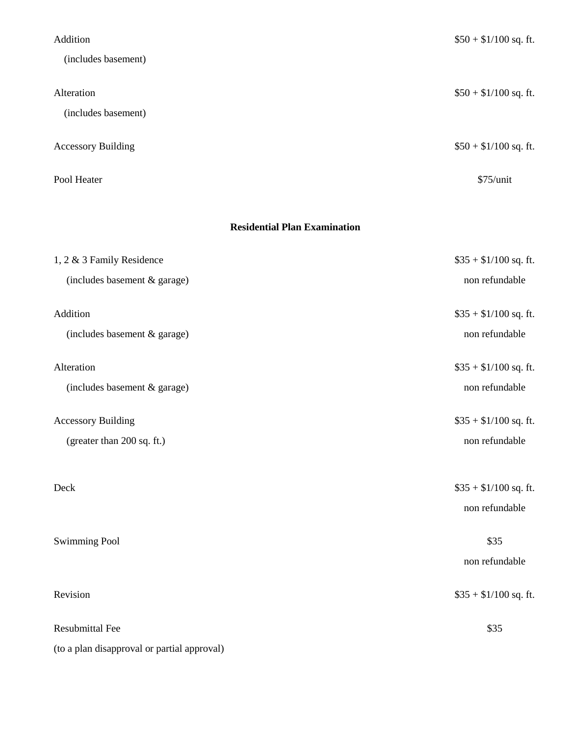| | |
|---|---|
| Addition<br>(includes basement) | $50 + $1/100 sq. ft. |
| Alteration<br>(includes basement) | $50 + $1/100 sq. ft. |
| Accessory Building | $50 + $1/100 sq. ft. |
| Pool Heater | $75/unit |

**Residential Plan Examination**

| | |
|---|---|
| 1, 2 & 3 Family Residence<br>(includes basement & garage) | $35 + $1/100 sq. ft.<br>non refundable |
| Addition<br>(includes basement & garage) | $35 + $1/100 sq. ft.<br>non refundable |
| Alteration<br>(includes basement & garage) | $35 + $1/100 sq. ft.<br>non refundable |
| Accessory Building<br>(greater than 200 sq. ft.) | $35 + $1/100 sq. ft.<br>non refundable |
| Deck | $35 + $1/100 sq. ft.<br>non refundable |
| Swimming Pool | $35<br>non refundable |
| Revision | $35 + $1/100 sq. ft. |
| Resubmittal Fee<br>(to a plan disapproval or partial approval) | $35 |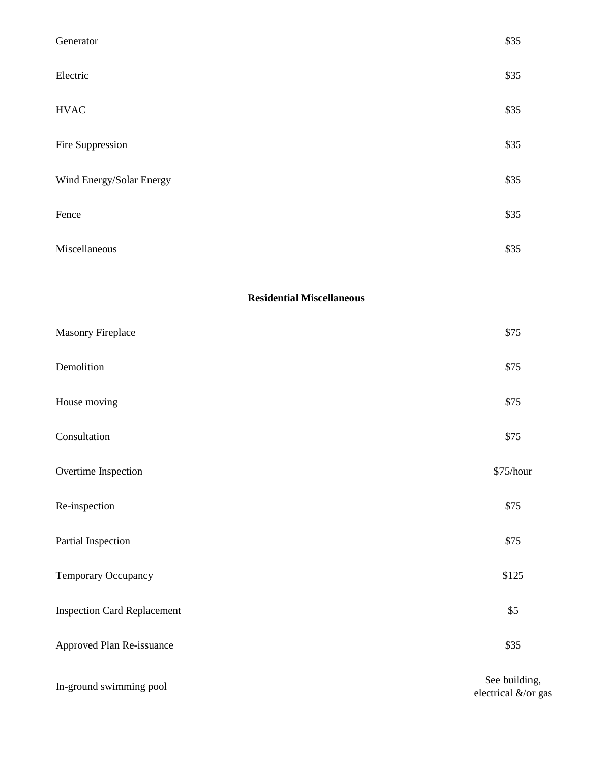| | |
|---|---|
| Generator | $35 |
| Electric | $35 |
| HVAC | $35 |
| Fire Suppression | $35 |
| Wind Energy/Solar Energy | $35 |
| Fence | $35 |
| Miscellaneous | $35 |

**Residential Miscellaneous**

| | |
|---|---|
| Masonry Fireplace | $75 |
| Demolition | $75 |
| House moving | $75 |
| Consultation | $75 |
| Overtime Inspection | $75/hour |
| Re-inspection | $75 |
| Partial Inspection | $75 |
| Temporary Occupancy | $125 |
| Inspection Card Replacement | $5 |
| Approved Plan Re-issuance | $35 |
| In-ground swimming pool | See building, electrical &/or gas |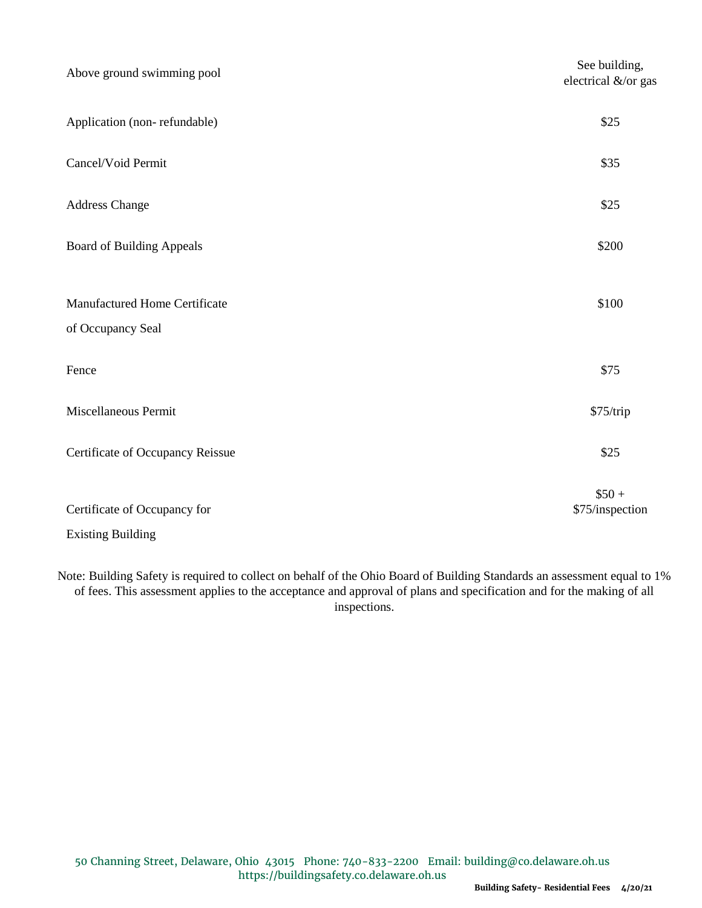| | |
|---|---|
| Above ground swimming pool | See building, electrical &/or gas |
| Application (non- refundable) | $25 |
| Cancel/Void Permit | $35 |
| Address Change | $25 |
| Board of Building Appeals | $200 |
| Manufactured Home Certificate of Occupancy Seal | $100 |
| Fence | $75 |
| Miscellaneous Permit | $75/trip |
| Certificate of Occupancy Reissue | $25 |
| Certificate of Occupancy for Existing Building | $50 + $75/inspection |

Note: Building Safety is required to collect on behalf of the Ohio Board of Building Standards an assessment equal to 1% of fees. This assessment applies to the acceptance and approval of plans and specification and for the making of all inspections.

50 Channing Street, Delaware, Ohio 43015 Phone: 740-833-2200 Email: building@co.delaware.oh.us
https://buildingsafety.co.delaware.oh.us